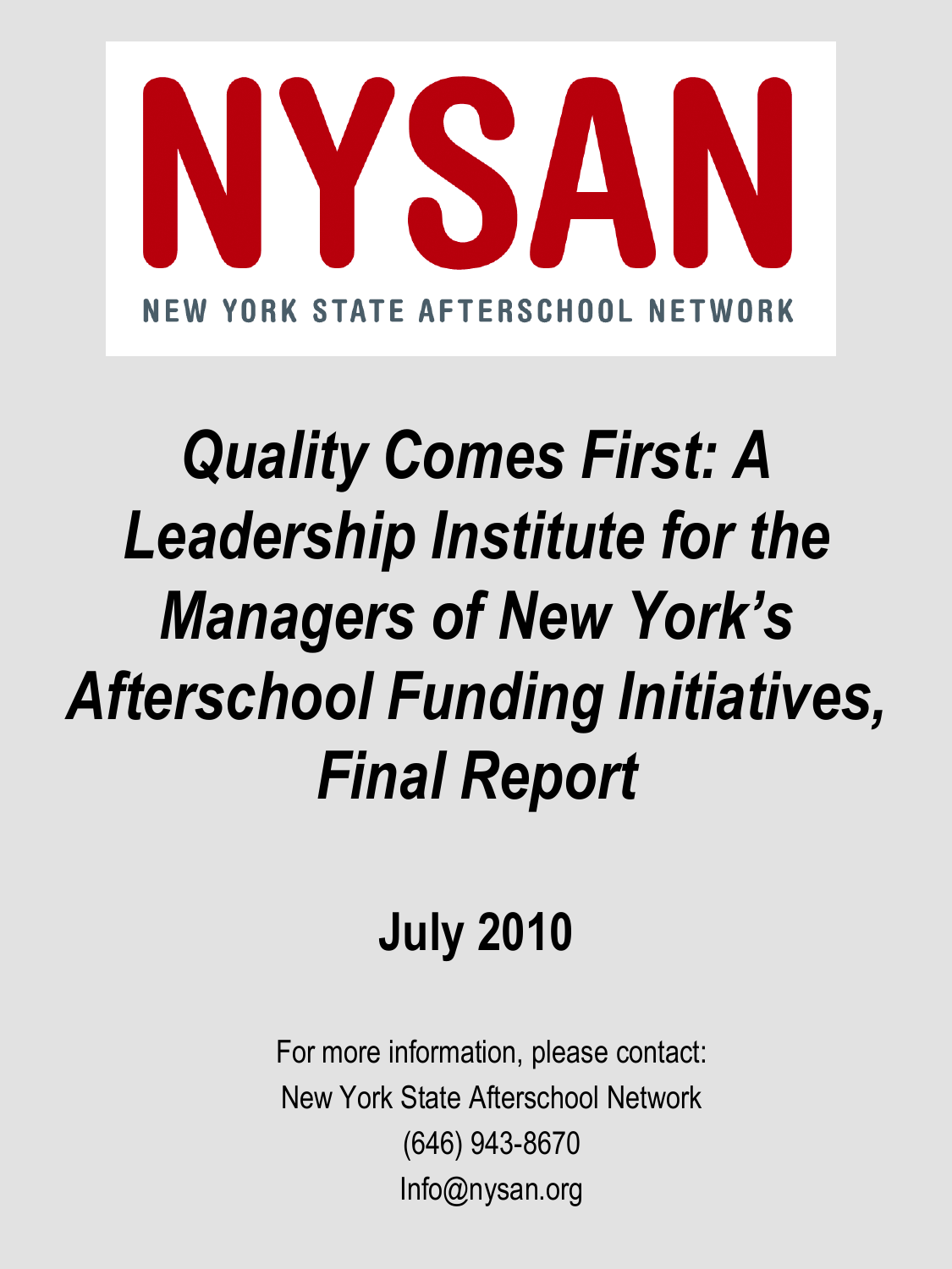NYSAN

NEW YORK STATE AFTERSCHOOL NETWORK

# *Quality Comes First: A Leadership Institute for the Managers of New York's Afterschool Funding Initiatives, Final Report*

## July 2010

For more information, please contact:
New York State Afterschool Network
(646) 943-8670
Info@nysan.org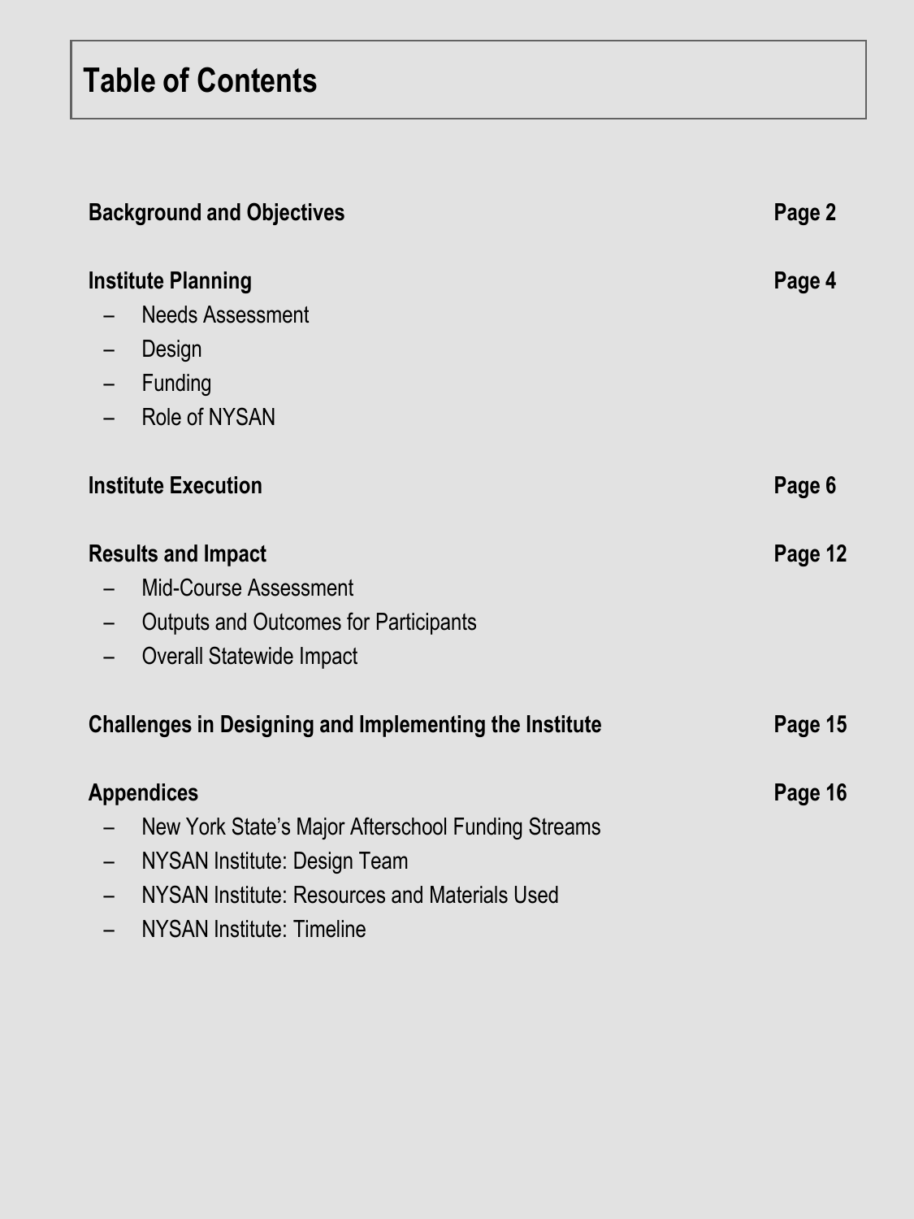# Table of Contents

**Background and Objectives** — **Page 2**

**Institute Planning** — **Page 4**

- Needs Assessment
- Design
- Funding
- Role of NYSAN

**Institute Execution** — **Page 6**

**Results and Impact** — **Page 12**

- Mid-Course Assessment
- Outputs and Outcomes for Participants
- Overall Statewide Impact

**Challenges in Designing and Implementing the Institute** — **Page 15**

**Appendices** — **Page 16**

- New York State's Major Afterschool Funding Streams
- NYSAN Institute: Design Team
- NYSAN Institute: Resources and Materials Used
- NYSAN Institute: Timeline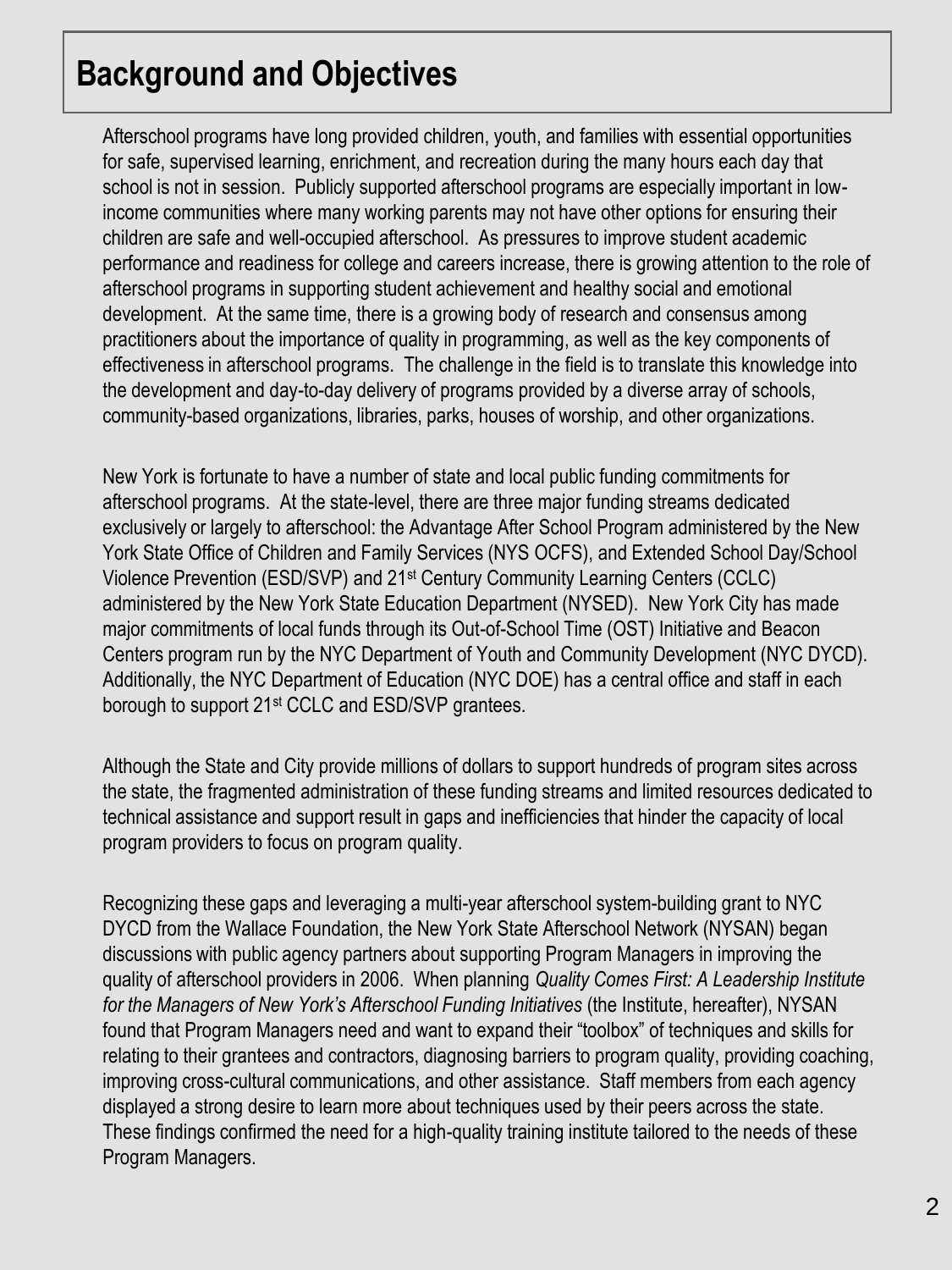# Background and Objectives

Afterschool programs have long provided children, youth, and families with essential opportunities for safe, supervised learning, enrichment, and recreation during the many hours each day that school is not in session. Publicly supported afterschool programs are especially important in low-income communities where many working parents may not have other options for ensuring their children are safe and well-occupied afterschool. As pressures to improve student academic performance and readiness for college and careers increase, there is growing attention to the role of afterschool programs in supporting student achievement and healthy social and emotional development. At the same time, there is a growing body of research and consensus among practitioners about the importance of quality in programming, as well as the key components of effectiveness in afterschool programs. The challenge in the field is to translate this knowledge into the development and day-to-day delivery of programs provided by a diverse array of schools, community-based organizations, libraries, parks, houses of worship, and other organizations.

New York is fortunate to have a number of state and local public funding commitments for afterschool programs. At the state-level, there are three major funding streams dedicated exclusively or largely to afterschool: the Advantage After School Program administered by the New York State Office of Children and Family Services (NYS OCFS), and Extended School Day/School Violence Prevention (ESD/SVP) and 21st Century Community Learning Centers (CCLC) administered by the New York State Education Department (NYSED). New York City has made major commitments of local funds through its Out-of-School Time (OST) Initiative and Beacon Centers program run by the NYC Department of Youth and Community Development (NYC DYCD). Additionally, the NYC Department of Education (NYC DOE) has a central office and staff in each borough to support 21st CCLC and ESD/SVP grantees.

Although the State and City provide millions of dollars to support hundreds of program sites across the state, the fragmented administration of these funding streams and limited resources dedicated to technical assistance and support result in gaps and inefficiencies that hinder the capacity of local program providers to focus on program quality.

Recognizing these gaps and leveraging a multi-year afterschool system-building grant to NYC DYCD from the Wallace Foundation, the New York State Afterschool Network (NYSAN) began discussions with public agency partners about supporting Program Managers in improving the quality of afterschool providers in 2006. When planning *Quality Comes First: A Leadership Institute for the Managers of New York's Afterschool Funding Initiatives* (the Institute, hereafter), NYSAN found that Program Managers need and want to expand their "toolbox" of techniques and skills for relating to their grantees and contractors, diagnosing barriers to program quality, providing coaching, improving cross-cultural communications, and other assistance. Staff members from each agency displayed a strong desire to learn more about techniques used by their peers across the state. These findings confirmed the need for a high-quality training institute tailored to the needs of these Program Managers.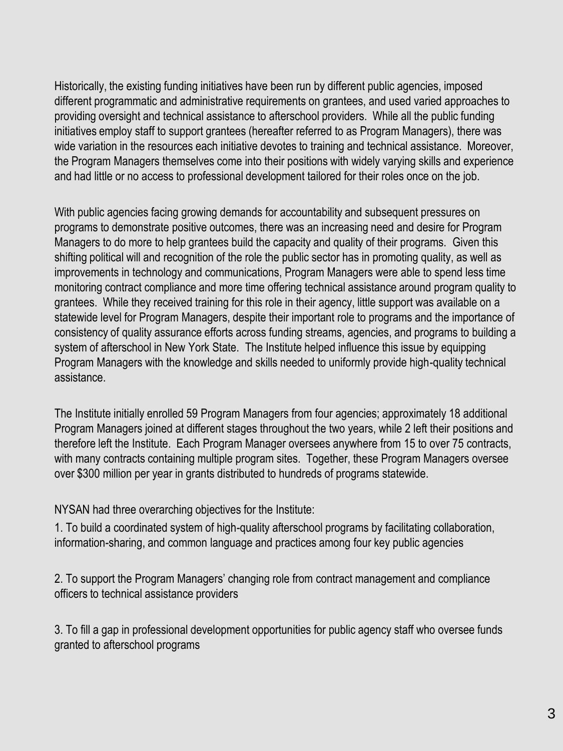Historically, the existing funding initiatives have been run by different public agencies, imposed different programmatic and administrative requirements on grantees, and used varied approaches to providing oversight and technical assistance to afterschool providers. While all the public funding initiatives employ staff to support grantees (hereafter referred to as Program Managers), there was wide variation in the resources each initiative devotes to training and technical assistance. Moreover, the Program Managers themselves come into their positions with widely varying skills and experience and had little or no access to professional development tailored for their roles once on the job.

With public agencies facing growing demands for accountability and subsequent pressures on programs to demonstrate positive outcomes, there was an increasing need and desire for Program Managers to do more to help grantees build the capacity and quality of their programs. Given this shifting political will and recognition of the role the public sector has in promoting quality, as well as improvements in technology and communications, Program Managers were able to spend less time monitoring contract compliance and more time offering technical assistance around program quality to grantees. While they received training for this role in their agency, little support was available on a statewide level for Program Managers, despite their important role to programs and the importance of consistency of quality assurance efforts across funding streams, agencies, and programs to building a system of afterschool in New York State. The Institute helped influence this issue by equipping Program Managers with the knowledge and skills needed to uniformly provide high-quality technical assistance.

The Institute initially enrolled 59 Program Managers from four agencies; approximately 18 additional Program Managers joined at different stages throughout the two years, while 2 left their positions and therefore left the Institute. Each Program Manager oversees anywhere from 15 to over 75 contracts, with many contracts containing multiple program sites. Together, these Program Managers oversee over $300 million per year in grants distributed to hundreds of programs statewide.

NYSAN had three overarching objectives for the Institute:

1. To build a coordinated system of high-quality afterschool programs by facilitating collaboration, information-sharing, and common language and practices among four key public agencies

2. To support the Program Managers' changing role from contract management and compliance officers to technical assistance providers

3. To fill a gap in professional development opportunities for public agency staff who oversee funds granted to afterschool programs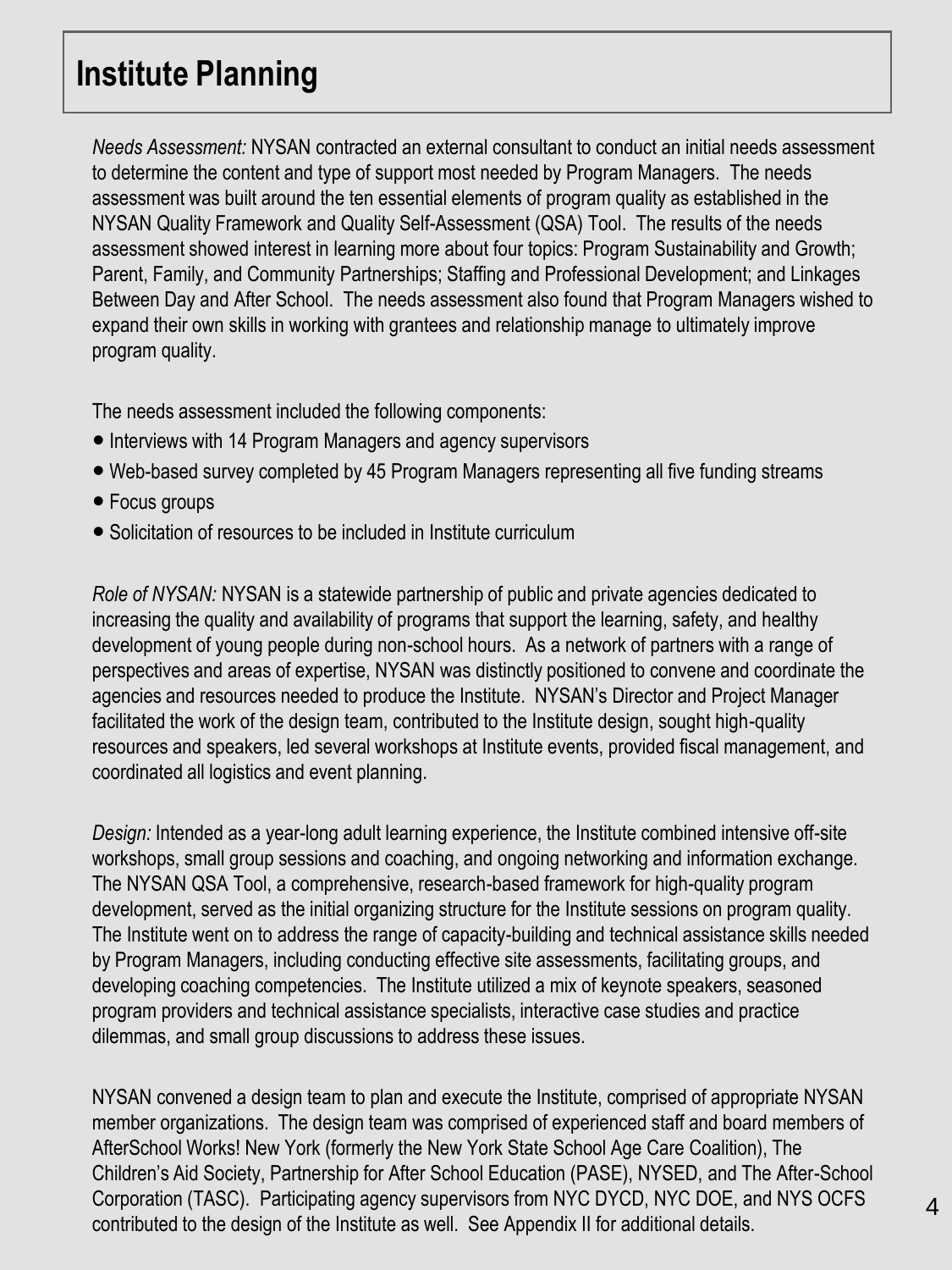# Institute Planning

*Needs Assessment:* NYSAN contracted an external consultant to conduct an initial needs assessment to determine the content and type of support most needed by Program Managers. The needs assessment was built around the ten essential elements of program quality as established in the NYSAN Quality Framework and Quality Self-Assessment (QSA) Tool. The results of the needs assessment showed interest in learning more about four topics: Program Sustainability and Growth; Parent, Family, and Community Partnerships; Staffing and Professional Development; and Linkages Between Day and After School. The needs assessment also found that Program Managers wished to expand their own skills in working with grantees and relationship manage to ultimately improve program quality.

The needs assessment included the following components:

- Interviews with 14 Program Managers and agency supervisors
- Web-based survey completed by 45 Program Managers representing all five funding streams
- Focus groups
- Solicitation of resources to be included in Institute curriculum

*Role of NYSAN:* NYSAN is a statewide partnership of public and private agencies dedicated to increasing the quality and availability of programs that support the learning, safety, and healthy development of young people during non-school hours. As a network of partners with a range of perspectives and areas of expertise, NYSAN was distinctly positioned to convene and coordinate the agencies and resources needed to produce the Institute. NYSAN's Director and Project Manager facilitated the work of the design team, contributed to the Institute design, sought high-quality resources and speakers, led several workshops at Institute events, provided fiscal management, and coordinated all logistics and event planning.

*Design:* Intended as a year-long adult learning experience, the Institute combined intensive off-site workshops, small group sessions and coaching, and ongoing networking and information exchange. The NYSAN QSA Tool, a comprehensive, research-based framework for high-quality program development, served as the initial organizing structure for the Institute sessions on program quality. The Institute went on to address the range of capacity-building and technical assistance skills needed by Program Managers, including conducting effective site assessments, facilitating groups, and developing coaching competencies. The Institute utilized a mix of keynote speakers, seasoned program providers and technical assistance specialists, interactive case studies and practice dilemmas, and small group discussions to address these issues.

NYSAN convened a design team to plan and execute the Institute, comprised of appropriate NYSAN member organizations. The design team was comprised of experienced staff and board members of AfterSchool Works! New York (formerly the New York State School Age Care Coalition), The Children's Aid Society, Partnership for After School Education (PASE), NYSED, and The After-School Corporation (TASC). Participating agency supervisors from NYC DYCD, NYC DOE, and NYS OCFS contributed to the design of the Institute as well. See Appendix II for additional details.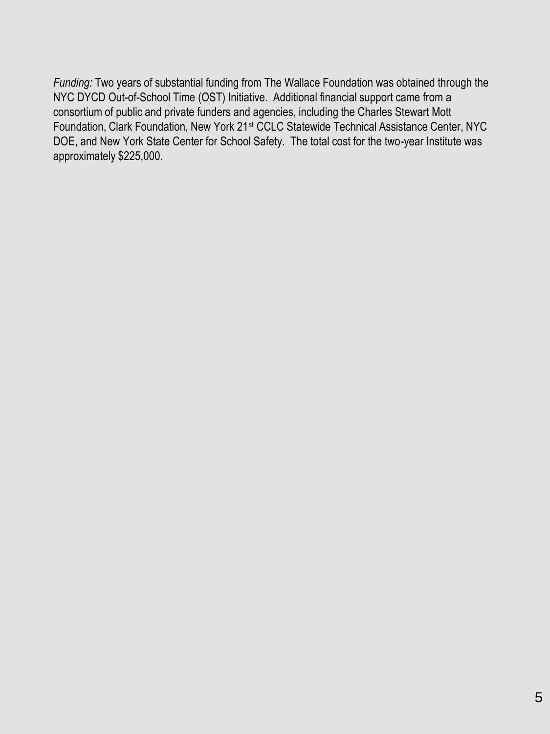*Funding:* Two years of substantial funding from The Wallace Foundation was obtained through the NYC DYCD Out-of-School Time (OST) Initiative. Additional financial support came from a consortium of public and private funders and agencies, including the Charles Stewart Mott Foundation, Clark Foundation, New York 21st CCLC Statewide Technical Assistance Center, NYC DOE, and New York State Center for School Safety. The total cost for the two-year Institute was approximately $225,000.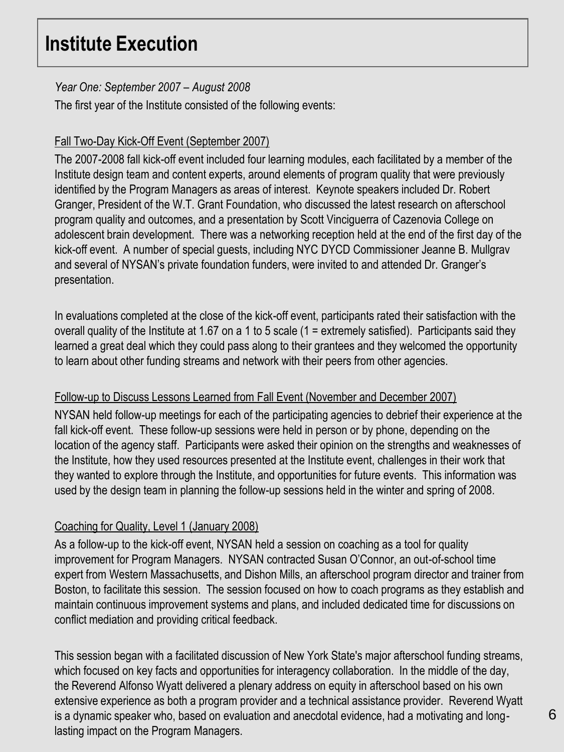## Institute Execution

*Year One: September 2007 – August 2008*

The first year of the Institute consisted of the following events:

Fall Two-Day Kick-Off Event (September 2007)

The 2007-2008 fall kick-off event included four learning modules, each facilitated by a member of the Institute design team and content experts, around elements of program quality that were previously identified by the Program Managers as areas of interest. Keynote speakers included Dr. Robert Granger, President of the W.T. Grant Foundation, who discussed the latest research on afterschool program quality and outcomes, and a presentation by Scott Vinciguerra of Cazenovia College on adolescent brain development. There was a networking reception held at the end of the first day of the kick-off event. A number of special guests, including NYC DYCD Commissioner Jeanne B. Mullgrav and several of NYSAN's private foundation funders, were invited to and attended Dr. Granger's presentation.

In evaluations completed at the close of the kick-off event, participants rated their satisfaction with the overall quality of the Institute at 1.67 on a 1 to 5 scale (1 = extremely satisfied). Participants said they learned a great deal which they could pass along to their grantees and they welcomed the opportunity to learn about other funding streams and network with their peers from other agencies.

Follow-up to Discuss Lessons Learned from Fall Event (November and December 2007)

NYSAN held follow-up meetings for each of the participating agencies to debrief their experience at the fall kick-off event. These follow-up sessions were held in person or by phone, depending on the location of the agency staff. Participants were asked their opinion on the strengths and weaknesses of the Institute, how they used resources presented at the Institute event, challenges in their work that they wanted to explore through the Institute, and opportunities for future events. This information was used by the design team in planning the follow-up sessions held in the winter and spring of 2008.

Coaching for Quality, Level 1 (January 2008)

As a follow-up to the kick-off event, NYSAN held a session on coaching as a tool for quality improvement for Program Managers. NYSAN contracted Susan O'Connor, an out-of-school time expert from Western Massachusetts, and Dishon Mills, an afterschool program director and trainer from Boston, to facilitate this session. The session focused on how to coach programs as they establish and maintain continuous improvement systems and plans, and included dedicated time for discussions on conflict mediation and providing critical feedback.

This session began with a facilitated discussion of New York State's major afterschool funding streams, which focused on key facts and opportunities for interagency collaboration. In the middle of the day, the Reverend Alfonso Wyatt delivered a plenary address on equity in afterschool based on his own extensive experience as both a program provider and a technical assistance provider. Reverend Wyatt is a dynamic speaker who, based on evaluation and anecdotal evidence, had a motivating and long-lasting impact on the Program Managers.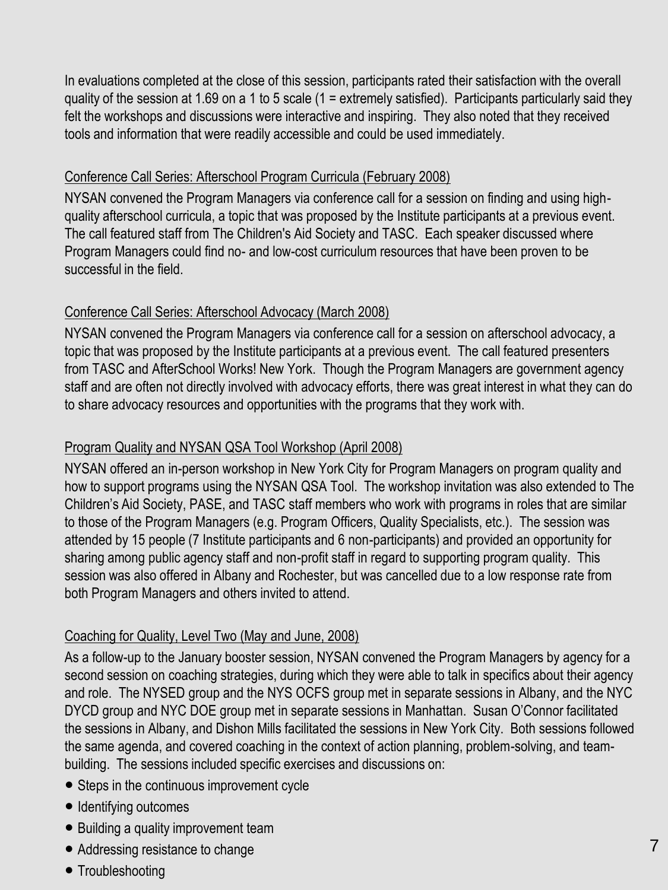In evaluations completed at the close of this session, participants rated their satisfaction with the overall quality of the session at 1.69 on a 1 to 5 scale (1 = extremely satisfied). Participants particularly said they felt the workshops and discussions were interactive and inspiring. They also noted that they received tools and information that were readily accessible and could be used immediately.

<u>Conference Call Series: Afterschool Program Curricula (February 2008)</u>

NYSAN convened the Program Managers via conference call for a session on finding and using high-quality afterschool curricula, a topic that was proposed by the Institute participants at a previous event. The call featured staff from The Children's Aid Society and TASC. Each speaker discussed where Program Managers could find no- and low-cost curriculum resources that have been proven to be successful in the field.

<u>Conference Call Series: Afterschool Advocacy (March 2008)</u>

NYSAN convened the Program Managers via conference call for a session on afterschool advocacy, a topic that was proposed by the Institute participants at a previous event. The call featured presenters from TASC and AfterSchool Works! New York. Though the Program Managers are government agency staff and are often not directly involved with advocacy efforts, there was great interest in what they can do to share advocacy resources and opportunities with the programs that they work with.

<u>Program Quality and NYSAN QSA Tool Workshop (April 2008)</u>

NYSAN offered an in-person workshop in New York City for Program Managers on program quality and how to support programs using the NYSAN QSA Tool. The workshop invitation was also extended to The Children's Aid Society, PASE, and TASC staff members who work with programs in roles that are similar to those of the Program Managers (e.g. Program Officers, Quality Specialists, etc.). The session was attended by 15 people (7 Institute participants and 6 non-participants) and provided an opportunity for sharing among public agency staff and non-profit staff in regard to supporting program quality. This session was also offered in Albany and Rochester, but was cancelled due to a low response rate from both Program Managers and others invited to attend.

<u>Coaching for Quality, Level Two (May and June, 2008)</u>

As a follow-up to the January booster session, NYSAN convened the Program Managers by agency for a second session on coaching strategies, during which they were able to talk in specifics about their agency and role. The NYSED group and the NYS OCFS group met in separate sessions in Albany, and the NYC DYCD group and NYC DOE group met in separate sessions in Manhattan. Susan O'Connor facilitated the sessions in Albany, and Dishon Mills facilitated the sessions in New York City. Both sessions followed the same agenda, and covered coaching in the context of action planning, problem-solving, and team-building. The sessions included specific exercises and discussions on:

- Steps in the continuous improvement cycle
- Identifying outcomes
- Building a quality improvement team
- Addressing resistance to change
- Troubleshooting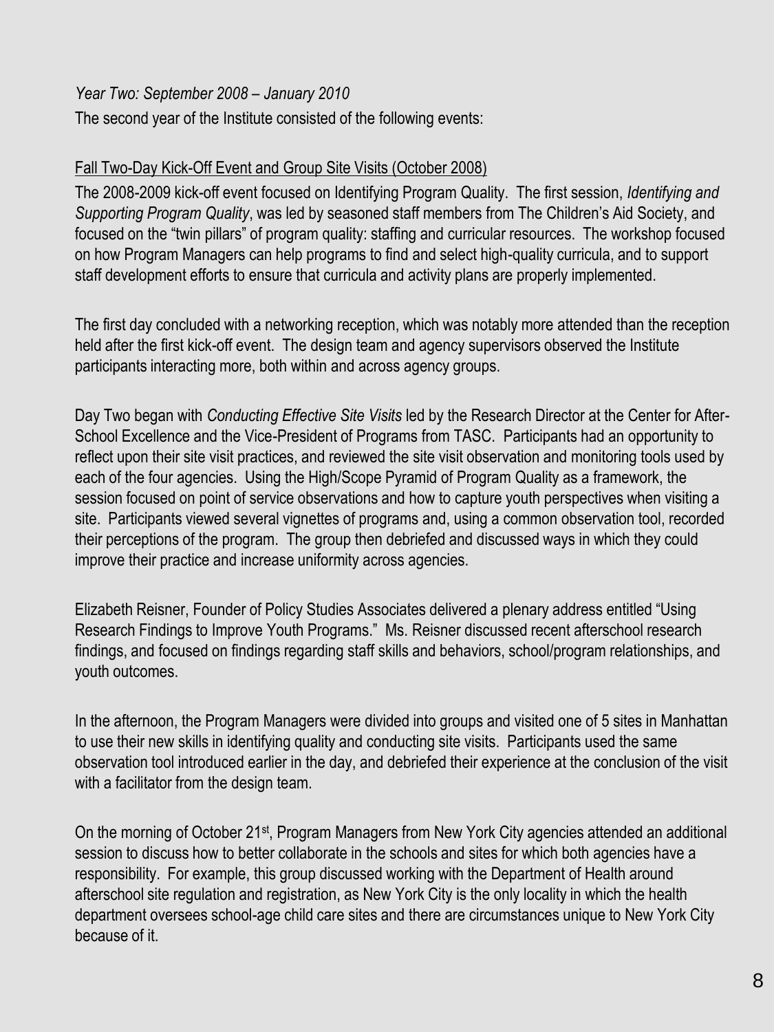*Year Two: September 2008 – January 2010*

The second year of the Institute consisted of the following events:

Fall Two-Day Kick-Off Event and Group Site Visits (October 2008)

The 2008-2009 kick-off event focused on Identifying Program Quality. The first session, *Identifying and Supporting Program Quality*, was led by seasoned staff members from The Children's Aid Society, and focused on the "twin pillars" of program quality: staffing and curricular resources. The workshop focused on how Program Managers can help programs to find and select high-quality curricula, and to support staff development efforts to ensure that curricula and activity plans are properly implemented.

The first day concluded with a networking reception, which was notably more attended than the reception held after the first kick-off event. The design team and agency supervisors observed the Institute participants interacting more, both within and across agency groups.

Day Two began with *Conducting Effective Site Visits* led by the Research Director at the Center for After-School Excellence and the Vice-President of Programs from TASC. Participants had an opportunity to reflect upon their site visit practices, and reviewed the site visit observation and monitoring tools used by each of the four agencies. Using the High/Scope Pyramid of Program Quality as a framework, the session focused on point of service observations and how to capture youth perspectives when visiting a site. Participants viewed several vignettes of programs and, using a common observation tool, recorded their perceptions of the program. The group then debriefed and discussed ways in which they could improve their practice and increase uniformity across agencies.

Elizabeth Reisner, Founder of Policy Studies Associates delivered a plenary address entitled "Using Research Findings to Improve Youth Programs." Ms. Reisner discussed recent afterschool research findings, and focused on findings regarding staff skills and behaviors, school/program relationships, and youth outcomes.

In the afternoon, the Program Managers were divided into groups and visited one of 5 sites in Manhattan to use their new skills in identifying quality and conducting site visits. Participants used the same observation tool introduced earlier in the day, and debriefed their experience at the conclusion of the visit with a facilitator from the design team.

On the morning of October 21st, Program Managers from New York City agencies attended an additional session to discuss how to better collaborate in the schools and sites for which both agencies have a responsibility. For example, this group discussed working with the Department of Health around afterschool site regulation and registration, as New York City is the only locality in which the health department oversees school-age child care sites and there are circumstances unique to New York City because of it.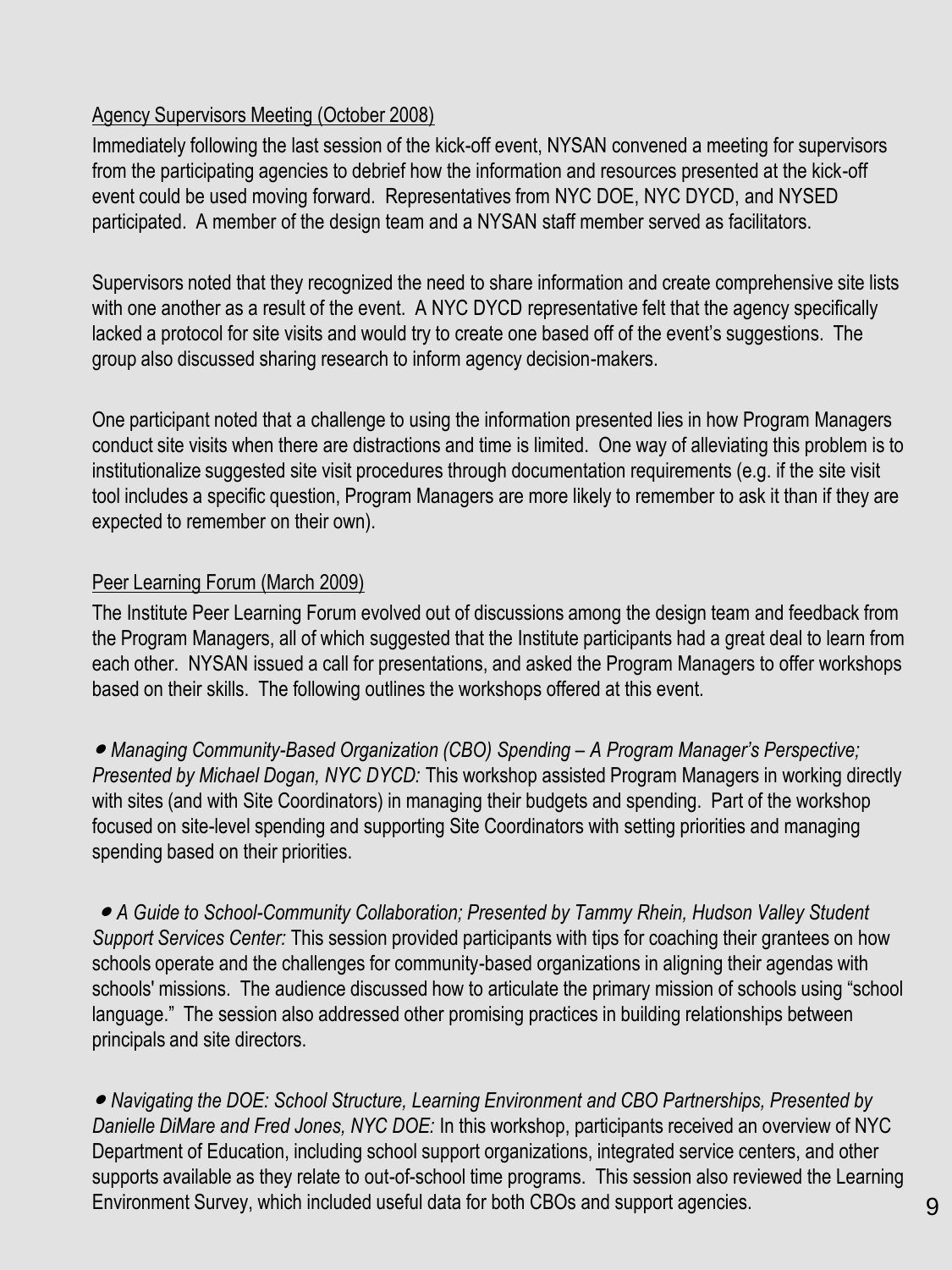<u>Agency Supervisors Meeting (October 2008)</u>

Immediately following the last session of the kick-off event, NYSAN convened a meeting for supervisors from the participating agencies to debrief how the information and resources presented at the kick-off event could be used moving forward. Representatives from NYC DOE, NYC DYCD, and NYSED participated. A member of the design team and a NYSAN staff member served as facilitators.

Supervisors noted that they recognized the need to share information and create comprehensive site lists with one another as a result of the event. A NYC DYCD representative felt that the agency specifically lacked a protocol for site visits and would try to create one based off of the event's suggestions. The group also discussed sharing research to inform agency decision-makers.

One participant noted that a challenge to using the information presented lies in how Program Managers conduct site visits when there are distractions and time is limited. One way of alleviating this problem is to institutionalize suggested site visit procedures through documentation requirements (e.g. if the site visit tool includes a specific question, Program Managers are more likely to remember to ask it than if they are expected to remember on their own).

<u>Peer Learning Forum (March 2009)</u>

The Institute Peer Learning Forum evolved out of discussions among the design team and feedback from the Program Managers, all of which suggested that the Institute participants had a great deal to learn from each other. NYSAN issued a call for presentations, and asked the Program Managers to offer workshops based on their skills. The following outlines the workshops offered at this event.

- *Managing Community-Based Organization (CBO) Spending – A Program Manager's Perspective; Presented by Michael Dogan, NYC DYCD:* This workshop assisted Program Managers in working directly with sites (and with Site Coordinators) in managing their budgets and spending. Part of the workshop focused on site-level spending and supporting Site Coordinators with setting priorities and managing spending based on their priorities.

- *A Guide to School-Community Collaboration; Presented by Tammy Rhein, Hudson Valley Student Support Services Center:* This session provided participants with tips for coaching their grantees on how schools operate and the challenges for community-based organizations in aligning their agendas with schools' missions. The audience discussed how to articulate the primary mission of schools using "school language." The session also addressed other promising practices in building relationships between principals and site directors.

- *Navigating the DOE: School Structure, Learning Environment and CBO Partnerships, Presented by Danielle DiMare and Fred Jones, NYC DOE:* In this workshop, participants received an overview of NYC Department of Education, including school support organizations, integrated service centers, and other supports available as they relate to out-of-school time programs. This session also reviewed the Learning Environment Survey, which included useful data for both CBOs and support agencies.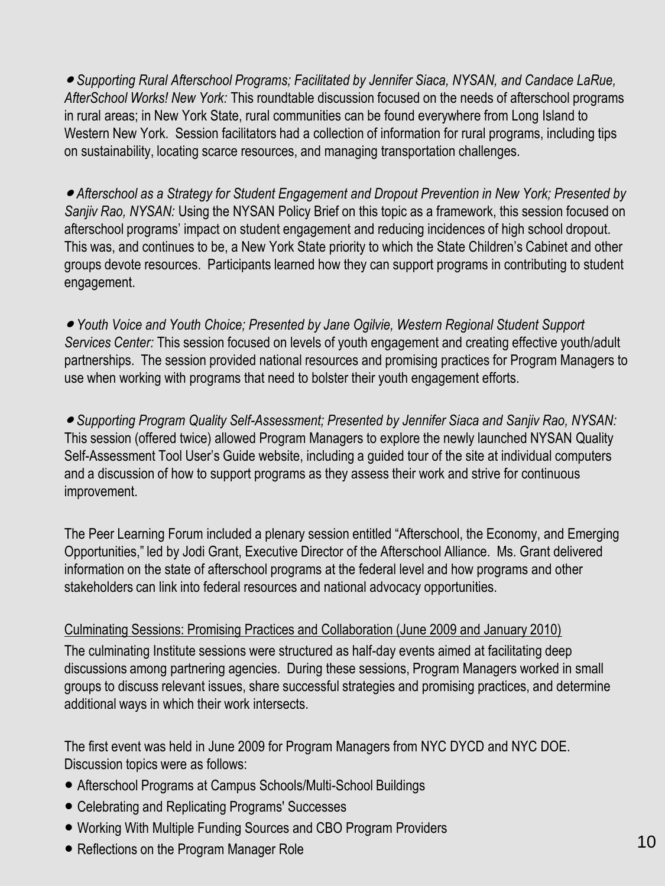- *Supporting Rural Afterschool Programs; Facilitated by Jennifer Siaca, NYSAN, and Candace LaRue, AfterSchool Works! New York:* This roundtable discussion focused on the needs of afterschool programs in rural areas; in New York State, rural communities can be found everywhere from Long Island to Western New York. Session facilitators had a collection of information for rural programs, including tips on sustainability, locating scarce resources, and managing transportation challenges.

- *Afterschool as a Strategy for Student Engagement and Dropout Prevention in New York; Presented by Sanjiv Rao, NYSAN:* Using the NYSAN Policy Brief on this topic as a framework, this session focused on afterschool programs' impact on student engagement and reducing incidences of high school dropout. This was, and continues to be, a New York State priority to which the State Children's Cabinet and other groups devote resources. Participants learned how they can support programs in contributing to student engagement.

- *Youth Voice and Youth Choice; Presented by Jane Ogilvie, Western Regional Student Support Services Center:* This session focused on levels of youth engagement and creating effective youth/adult partnerships. The session provided national resources and promising practices for Program Managers to use when working with programs that need to bolster their youth engagement efforts.

- *Supporting Program Quality Self-Assessment; Presented by Jennifer Siaca and Sanjiv Rao, NYSAN:* This session (offered twice) allowed Program Managers to explore the newly launched NYSAN Quality Self-Assessment Tool User's Guide website, including a guided tour of the site at individual computers and a discussion of how to support programs as they assess their work and strive for continuous improvement.

The Peer Learning Forum included a plenary session entitled "Afterschool, the Economy, and Emerging Opportunities," led by Jodi Grant, Executive Director of the Afterschool Alliance. Ms. Grant delivered information on the state of afterschool programs at the federal level and how programs and other stakeholders can link into federal resources and national advocacy opportunities.

<u>Culminating Sessions: Promising Practices and Collaboration (June 2009 and January 2010)</u>

The culminating Institute sessions were structured as half-day events aimed at facilitating deep discussions among partnering agencies. During these sessions, Program Managers worked in small groups to discuss relevant issues, share successful strategies and promising practices, and determine additional ways in which their work intersects.

The first event was held in June 2009 for Program Managers from NYC DYCD and NYC DOE. Discussion topics were as follows:

- Afterschool Programs at Campus Schools/Multi-School Buildings
- Celebrating and Replicating Programs' Successes
- Working With Multiple Funding Sources and CBO Program Providers
- Reflections on the Program Manager Role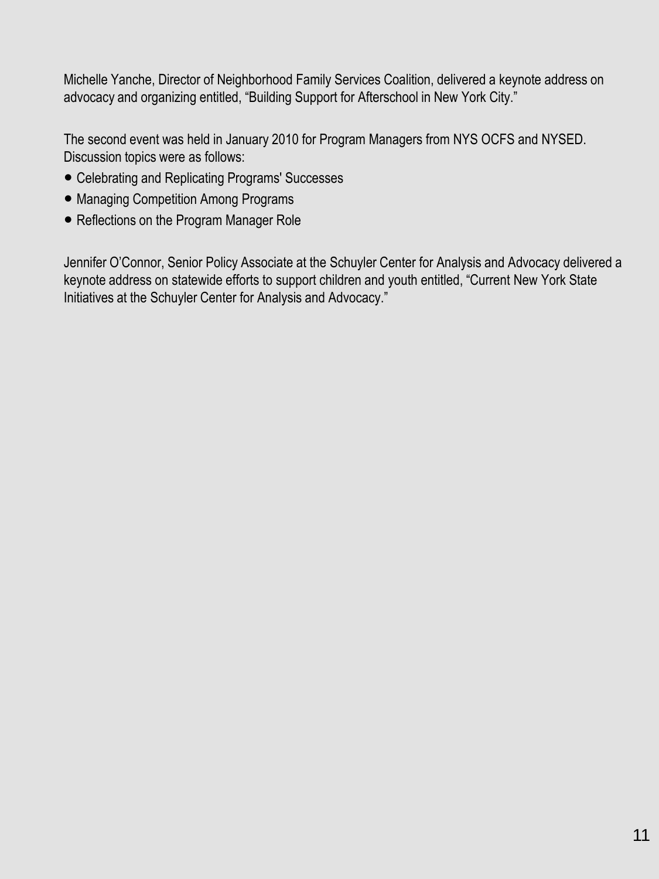Michelle Yanche, Director of Neighborhood Family Services Coalition, delivered a keynote address on advocacy and organizing entitled, “Building Support for Afterschool in New York City.”

The second event was held in January 2010 for Program Managers from NYS OCFS and NYSED. Discussion topics were as follows:

- Celebrating and Replicating Programs' Successes
- Managing Competition Among Programs
- Reflections on the Program Manager Role

Jennifer O’Connor, Senior Policy Associate at the Schuyler Center for Analysis and Advocacy delivered a keynote address on statewide efforts to support children and youth entitled, “Current New York State Initiatives at the Schuyler Center for Analysis and Advocacy.”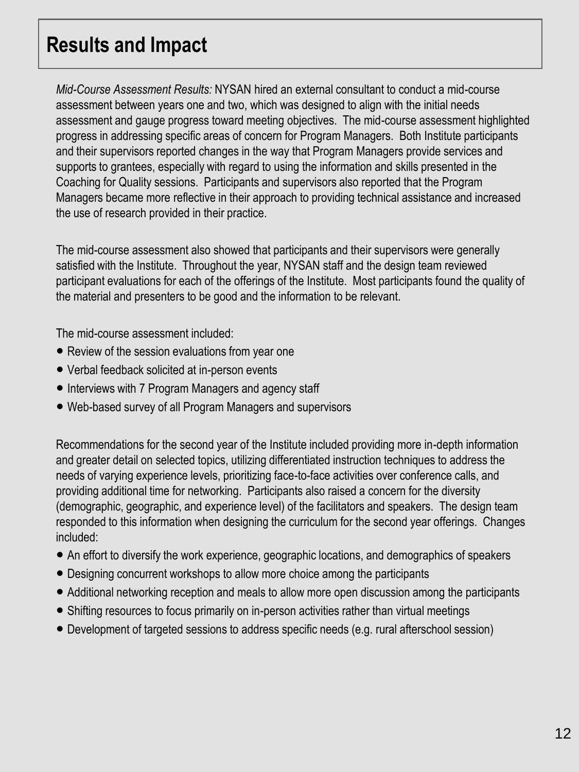## Results and Impact

*Mid-Course Assessment Results:* NYSAN hired an external consultant to conduct a mid-course assessment between years one and two, which was designed to align with the initial needs assessment and gauge progress toward meeting objectives. The mid-course assessment highlighted progress in addressing specific areas of concern for Program Managers. Both Institute participants and their supervisors reported changes in the way that Program Managers provide services and supports to grantees, especially with regard to using the information and skills presented in the Coaching for Quality sessions. Participants and supervisors also reported that the Program Managers became more reflective in their approach to providing technical assistance and increased the use of research provided in their practice.

The mid-course assessment also showed that participants and their supervisors were generally satisfied with the Institute. Throughout the year, NYSAN staff and the design team reviewed participant evaluations for each of the offerings of the Institute. Most participants found the quality of the material and presenters to be good and the information to be relevant.

The mid-course assessment included:

- Review of the session evaluations from year one
- Verbal feedback solicited at in-person events
- Interviews with 7 Program Managers and agency staff
- Web-based survey of all Program Managers and supervisors

Recommendations for the second year of the Institute included providing more in-depth information and greater detail on selected topics, utilizing differentiated instruction techniques to address the needs of varying experience levels, prioritizing face-to-face activities over conference calls, and providing additional time for networking. Participants also raised a concern for the diversity (demographic, geographic, and experience level) of the facilitators and speakers. The design team responded to this information when designing the curriculum for the second year offerings. Changes included:

- An effort to diversify the work experience, geographic locations, and demographics of speakers
- Designing concurrent workshops to allow more choice among the participants
- Additional networking reception and meals to allow more open discussion among the participants
- Shifting resources to focus primarily on in-person activities rather than virtual meetings
- Development of targeted sessions to address specific needs (e.g. rural afterschool session)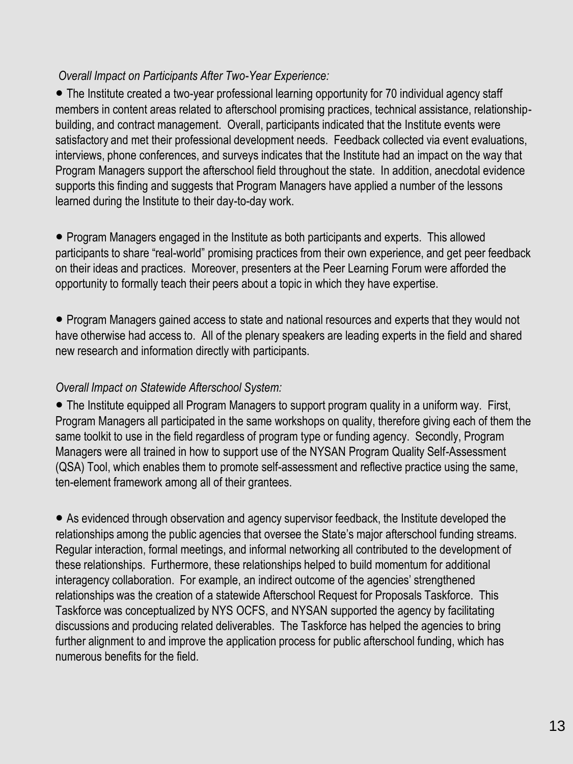*Overall Impact on Participants After Two-Year Experience:*

- The Institute created a two-year professional learning opportunity for 70 individual agency staff members in content areas related to afterschool promising practices, technical assistance, relationship-building, and contract management. Overall, participants indicated that the Institute events were satisfactory and met their professional development needs. Feedback collected via event evaluations, interviews, phone conferences, and surveys indicates that the Institute had an impact on the way that Program Managers support the afterschool field throughout the state. In addition, anecdotal evidence supports this finding and suggests that Program Managers have applied a number of the lessons learned during the Institute to their day-to-day work.

- Program Managers engaged in the Institute as both participants and experts. This allowed participants to share "real-world" promising practices from their own experience, and get peer feedback on their ideas and practices. Moreover, presenters at the Peer Learning Forum were afforded the opportunity to formally teach their peers about a topic in which they have expertise.

- Program Managers gained access to state and national resources and experts that they would not have otherwise had access to. All of the plenary speakers are leading experts in the field and shared new research and information directly with participants.

*Overall Impact on Statewide Afterschool System:*

- The Institute equipped all Program Managers to support program quality in a uniform way. First, Program Managers all participated in the same workshops on quality, therefore giving each of them the same toolkit to use in the field regardless of program type or funding agency. Secondly, Program Managers were all trained in how to support use of the NYSAN Program Quality Self-Assessment (QSA) Tool, which enables them to promote self-assessment and reflective practice using the same, ten-element framework among all of their grantees.

- As evidenced through observation and agency supervisor feedback, the Institute developed the relationships among the public agencies that oversee the State's major afterschool funding streams. Regular interaction, formal meetings, and informal networking all contributed to the development of these relationships. Furthermore, these relationships helped to build momentum for additional interagency collaboration. For example, an indirect outcome of the agencies' strengthened relationships was the creation of a statewide Afterschool Request for Proposals Taskforce. This Taskforce was conceptualized by NYS OCFS, and NYSAN supported the agency by facilitating discussions and producing related deliverables. The Taskforce has helped the agencies to bring further alignment to and improve the application process for public afterschool funding, which has numerous benefits for the field.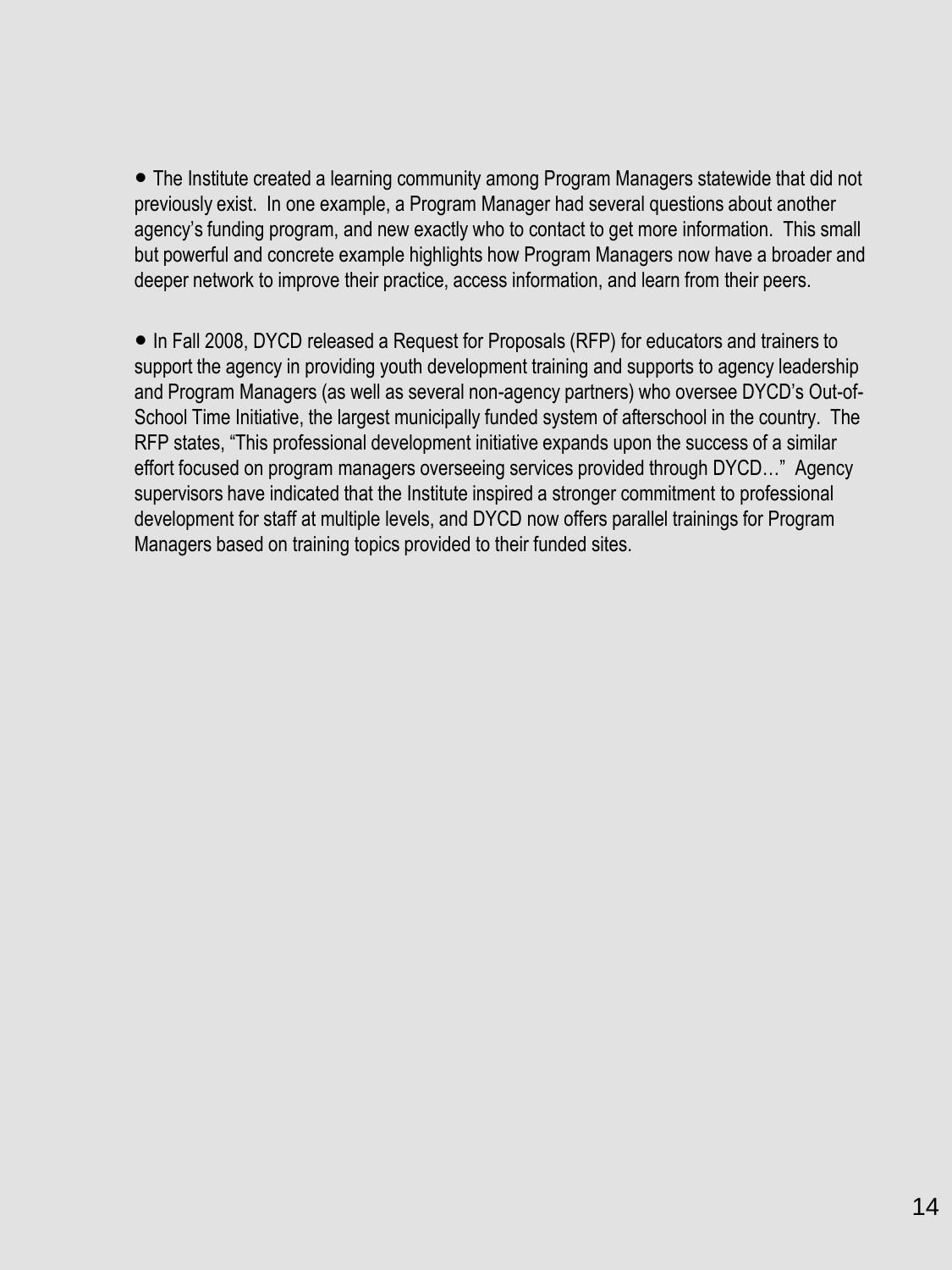- The Institute created a learning community among Program Managers statewide that did not previously exist. In one example, a Program Manager had several questions about another agency's funding program, and new exactly who to contact to get more information. This small but powerful and concrete example highlights how Program Managers now have a broader and deeper network to improve their practice, access information, and learn from their peers.

- In Fall 2008, DYCD released a Request for Proposals (RFP) for educators and trainers to support the agency in providing youth development training and supports to agency leadership and Program Managers (as well as several non-agency partners) who oversee DYCD's Out-of-School Time Initiative, the largest municipally funded system of afterschool in the country. The RFP states, "This professional development initiative expands upon the success of a similar effort focused on program managers overseeing services provided through DYCD…" Agency supervisors have indicated that the Institute inspired a stronger commitment to professional development for staff at multiple levels, and DYCD now offers parallel trainings for Program Managers based on training topics provided to their funded sites.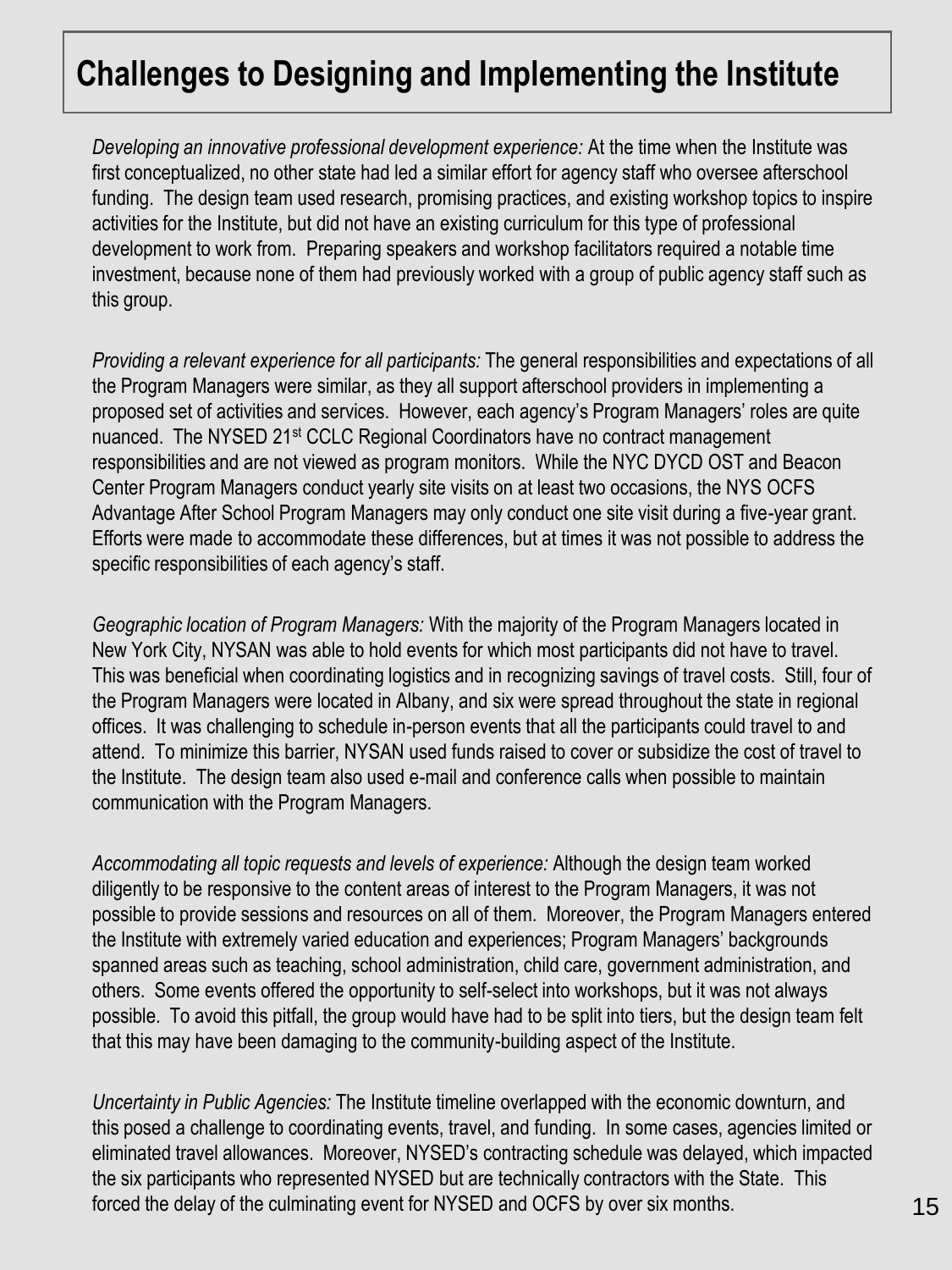# Challenges to Designing and Implementing the Institute

*Developing an innovative professional development experience:* At the time when the Institute was first conceptualized, no other state had led a similar effort for agency staff who oversee afterschool funding. The design team used research, promising practices, and existing workshop topics to inspire activities for the Institute, but did not have an existing curriculum for this type of professional development to work from. Preparing speakers and workshop facilitators required a notable time investment, because none of them had previously worked with a group of public agency staff such as this group.

*Providing a relevant experience for all participants:* The general responsibilities and expectations of all the Program Managers were similar, as they all support afterschool providers in implementing a proposed set of activities and services. However, each agency's Program Managers' roles are quite nuanced. The NYSED 21st CCLC Regional Coordinators have no contract management responsibilities and are not viewed as program monitors. While the NYC DYCD OST and Beacon Center Program Managers conduct yearly site visits on at least two occasions, the NYS OCFS Advantage After School Program Managers may only conduct one site visit during a five-year grant. Efforts were made to accommodate these differences, but at times it was not possible to address the specific responsibilities of each agency's staff.

*Geographic location of Program Managers:* With the majority of the Program Managers located in New York City, NYSAN was able to hold events for which most participants did not have to travel. This was beneficial when coordinating logistics and in recognizing savings of travel costs. Still, four of the Program Managers were located in Albany, and six were spread throughout the state in regional offices. It was challenging to schedule in-person events that all the participants could travel to and attend. To minimize this barrier, NYSAN used funds raised to cover or subsidize the cost of travel to the Institute. The design team also used e-mail and conference calls when possible to maintain communication with the Program Managers.

*Accommodating all topic requests and levels of experience:* Although the design team worked diligently to be responsive to the content areas of interest to the Program Managers, it was not possible to provide sessions and resources on all of them. Moreover, the Program Managers entered the Institute with extremely varied education and experiences; Program Managers' backgrounds spanned areas such as teaching, school administration, child care, government administration, and others. Some events offered the opportunity to self-select into workshops, but it was not always possible. To avoid this pitfall, the group would have had to be split into tiers, but the design team felt that this may have been damaging to the community-building aspect of the Institute.

*Uncertainty in Public Agencies:* The Institute timeline overlapped with the economic downturn, and this posed a challenge to coordinating events, travel, and funding. In some cases, agencies limited or eliminated travel allowances. Moreover, NYSED's contracting schedule was delayed, which impacted the six participants who represented NYSED but are technically contractors with the State. This forced the delay of the culminating event for NYSED and OCFS by over six months.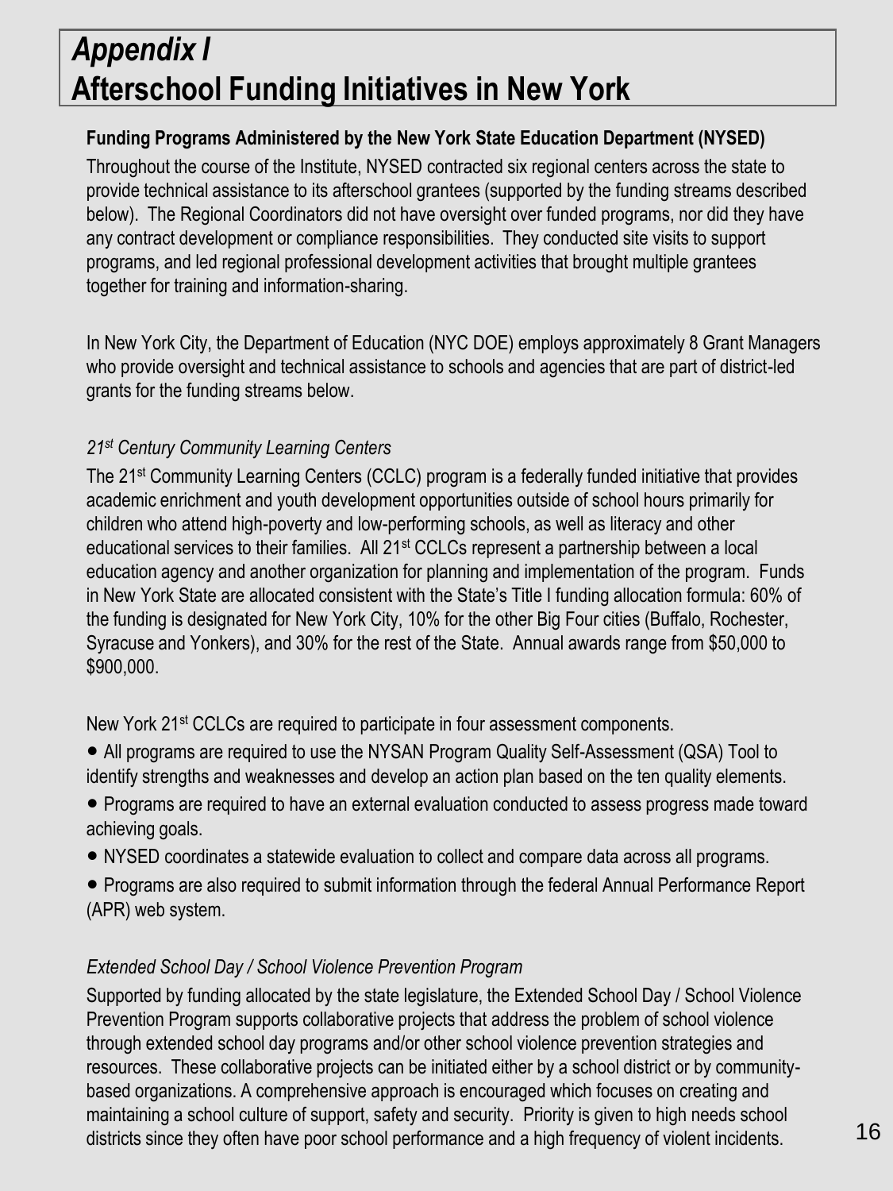# *Appendix I*
# Afterschool Funding Initiatives in New York

**Funding Programs Administered by the New York State Education Department (NYSED)**

Throughout the course of the Institute, NYSED contracted six regional centers across the state to provide technical assistance to its afterschool grantees (supported by the funding streams described below). The Regional Coordinators did not have oversight over funded programs, nor did they have any contract development or compliance responsibilities. They conducted site visits to support programs, and led regional professional development activities that brought multiple grantees together for training and information-sharing.

In New York City, the Department of Education (NYC DOE) employs approximately 8 Grant Managers who provide oversight and technical assistance to schools and agencies that are part of district-led grants for the funding streams below.

*21st Century Community Learning Centers*

The 21st Community Learning Centers (CCLC) program is a federally funded initiative that provides academic enrichment and youth development opportunities outside of school hours primarily for children who attend high-poverty and low-performing schools, as well as literacy and other educational services to their families. All 21st CCLCs represent a partnership between a local education agency and another organization for planning and implementation of the program. Funds in New York State are allocated consistent with the State's Title I funding allocation formula: 60% of the funding is designated for New York City, 10% for the other Big Four cities (Buffalo, Rochester, Syracuse and Yonkers), and 30% for the rest of the State. Annual awards range from $50,000 to $900,000.

New York 21st CCLCs are required to participate in four assessment components.

- All programs are required to use the NYSAN Program Quality Self-Assessment (QSA) Tool to identify strengths and weaknesses and develop an action plan based on the ten quality elements.
- Programs are required to have an external evaluation conducted to assess progress made toward achieving goals.
- NYSED coordinates a statewide evaluation to collect and compare data across all programs.
- Programs are also required to submit information through the federal Annual Performance Report (APR) web system.

*Extended School Day / School Violence Prevention Program*

Supported by funding allocated by the state legislature, the Extended School Day / School Violence Prevention Program supports collaborative projects that address the problem of school violence through extended school day programs and/or other school violence prevention strategies and resources. These collaborative projects can be initiated either by a school district or by community-based organizations. A comprehensive approach is encouraged which focuses on creating and maintaining a school culture of support, safety and security. Priority is given to high needs school districts since they often have poor school performance and a high frequency of violent incidents.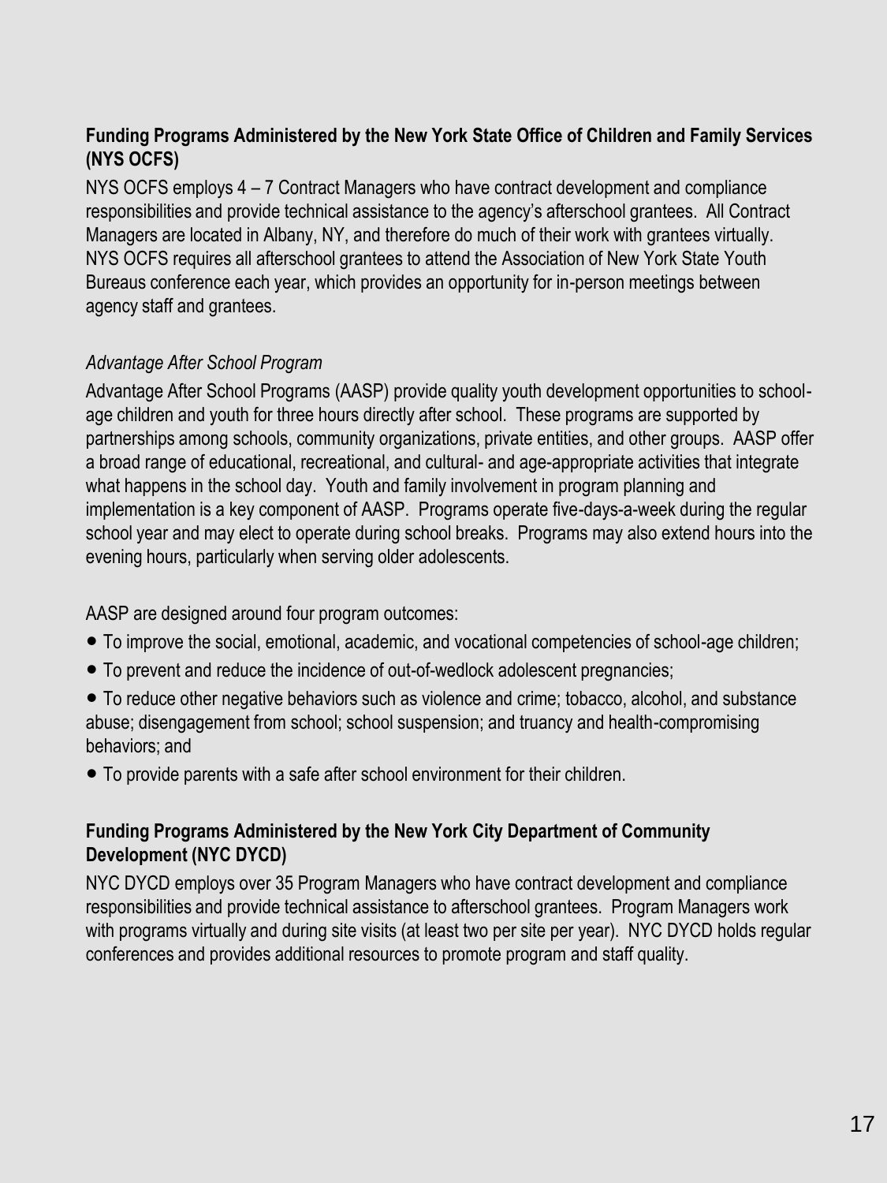**Funding Programs Administered by the New York State Office of Children and Family Services (NYS OCFS)**

NYS OCFS employs 4 – 7 Contract Managers who have contract development and compliance responsibilities and provide technical assistance to the agency's afterschool grantees. All Contract Managers are located in Albany, NY, and therefore do much of their work with grantees virtually. NYS OCFS requires all afterschool grantees to attend the Association of New York State Youth Bureaus conference each year, which provides an opportunity for in-person meetings between agency staff and grantees.

*Advantage After School Program*

Advantage After School Programs (AASP) provide quality youth development opportunities to school-age children and youth for three hours directly after school. These programs are supported by partnerships among schools, community organizations, private entities, and other groups. AASP offer a broad range of educational, recreational, and cultural- and age-appropriate activities that integrate what happens in the school day. Youth and family involvement in program planning and implementation is a key component of AASP. Programs operate five-days-a-week during the regular school year and may elect to operate during school breaks. Programs may also extend hours into the evening hours, particularly when serving older adolescents.

AASP are designed around four program outcomes:

- To improve the social, emotional, academic, and vocational competencies of school-age children;
- To prevent and reduce the incidence of out-of-wedlock adolescent pregnancies;
- To reduce other negative behaviors such as violence and crime; tobacco, alcohol, and substance abuse; disengagement from school; school suspension; and truancy and health-compromising behaviors; and
- To provide parents with a safe after school environment for their children.

**Funding Programs Administered by the New York City Department of Community Development (NYC DYCD)**

NYC DYCD employs over 35 Program Managers who have contract development and compliance responsibilities and provide technical assistance to afterschool grantees. Program Managers work with programs virtually and during site visits (at least two per site per year). NYC DYCD holds regular conferences and provides additional resources to promote program and staff quality.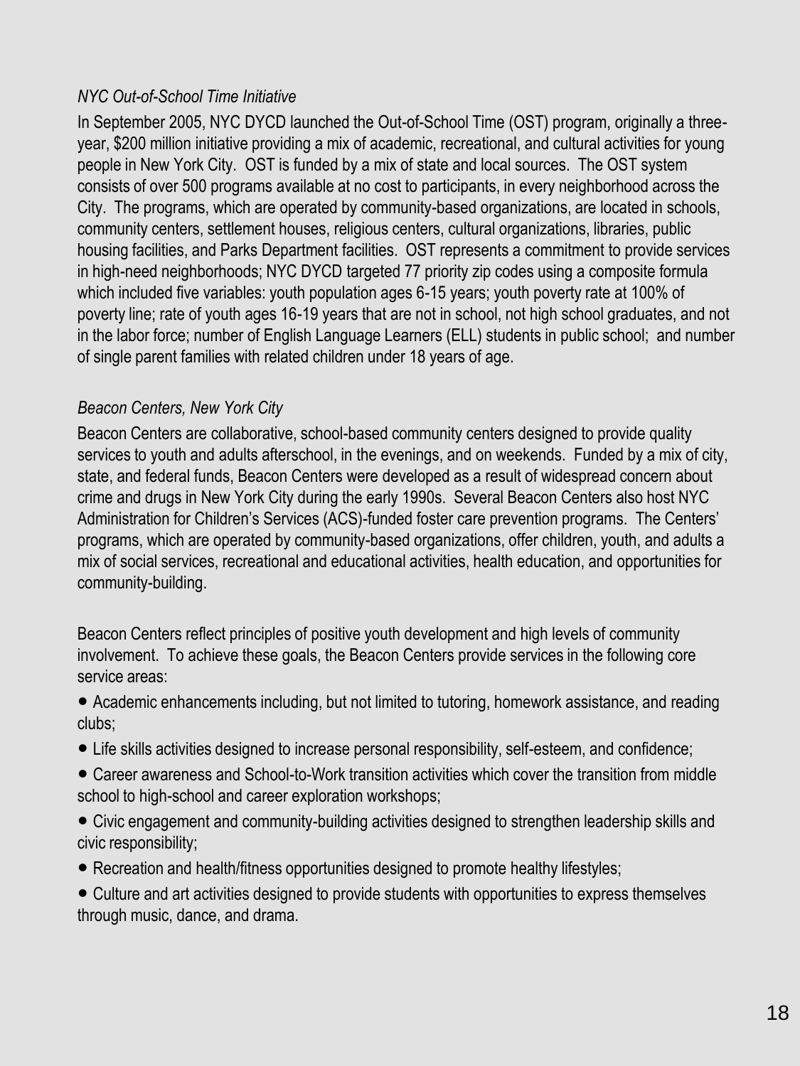*NYC Out-of-School Time Initiative*

In September 2005, NYC DYCD launched the Out-of-School Time (OST) program, originally a three-year, $200 million initiative providing a mix of academic, recreational, and cultural activities for young people in New York City. OST is funded by a mix of state and local sources. The OST system consists of over 500 programs available at no cost to participants, in every neighborhood across the City. The programs, which are operated by community-based organizations, are located in schools, community centers, settlement houses, religious centers, cultural organizations, libraries, public housing facilities, and Parks Department facilities. OST represents a commitment to provide services in high-need neighborhoods; NYC DYCD targeted 77 priority zip codes using a composite formula which included five variables: youth population ages 6-15 years; youth poverty rate at 100% of poverty line; rate of youth ages 16-19 years that are not in school, not high school graduates, and not in the labor force; number of English Language Learners (ELL) students in public school; and number of single parent families with related children under 18 years of age.

*Beacon Centers, New York City*

Beacon Centers are collaborative, school-based community centers designed to provide quality services to youth and adults afterschool, in the evenings, and on weekends. Funded by a mix of city, state, and federal funds, Beacon Centers were developed as a result of widespread concern about crime and drugs in New York City during the early 1990s. Several Beacon Centers also host NYC Administration for Children's Services (ACS)-funded foster care prevention programs. The Centers' programs, which are operated by community-based organizations, offer children, youth, and adults a mix of social services, recreational and educational activities, health education, and opportunities for community-building.

Beacon Centers reflect principles of positive youth development and high levels of community involvement. To achieve these goals, the Beacon Centers provide services in the following core service areas:

- Academic enhancements including, but not limited to tutoring, homework assistance, and reading clubs;
- Life skills activities designed to increase personal responsibility, self-esteem, and confidence;
- Career awareness and School-to-Work transition activities which cover the transition from middle school to high-school and career exploration workshops;
- Civic engagement and community-building activities designed to strengthen leadership skills and civic responsibility;
- Recreation and health/fitness opportunities designed to promote healthy lifestyles;
- Culture and art activities designed to provide students with opportunities to express themselves through music, dance, and drama.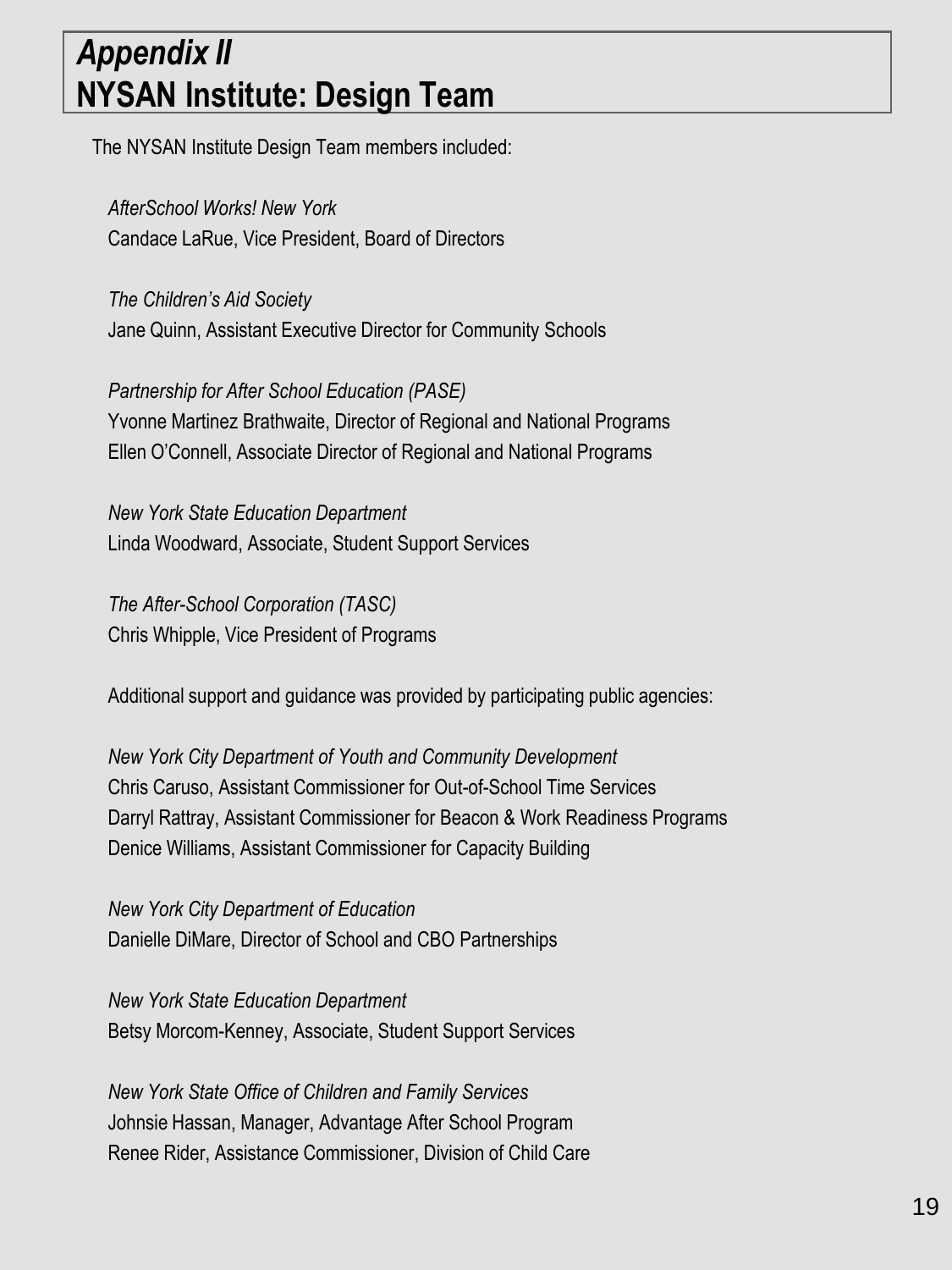# *Appendix II*
# NYSAN Institute: Design Team

The NYSAN Institute Design Team members included:

*AfterSchool Works! New York*
Candace LaRue, Vice President, Board of Directors

*The Children's Aid Society*
Jane Quinn, Assistant Executive Director for Community Schools

*Partnership for After School Education (PASE)*
Yvonne Martinez Brathwaite, Director of Regional and National Programs
Ellen O'Connell, Associate Director of Regional and National Programs

*New York State Education Department*
Linda Woodward, Associate, Student Support Services

*The After-School Corporation (TASC)*
Chris Whipple, Vice President of Programs

Additional support and guidance was provided by participating public agencies:

*New York City Department of Youth and Community Development*
Chris Caruso, Assistant Commissioner for Out-of-School Time Services
Darryl Rattray, Assistant Commissioner for Beacon & Work Readiness Programs
Denice Williams, Assistant Commissioner for Capacity Building

*New York City Department of Education*
Danielle DiMare, Director of School and CBO Partnerships

*New York State Education Department*
Betsy Morcom-Kenney, Associate, Student Support Services

*New York State Office of Children and Family Services*
Johnsie Hassan, Manager, Advantage After School Program
Renee Rider, Assistance Commissioner, Division of Child Care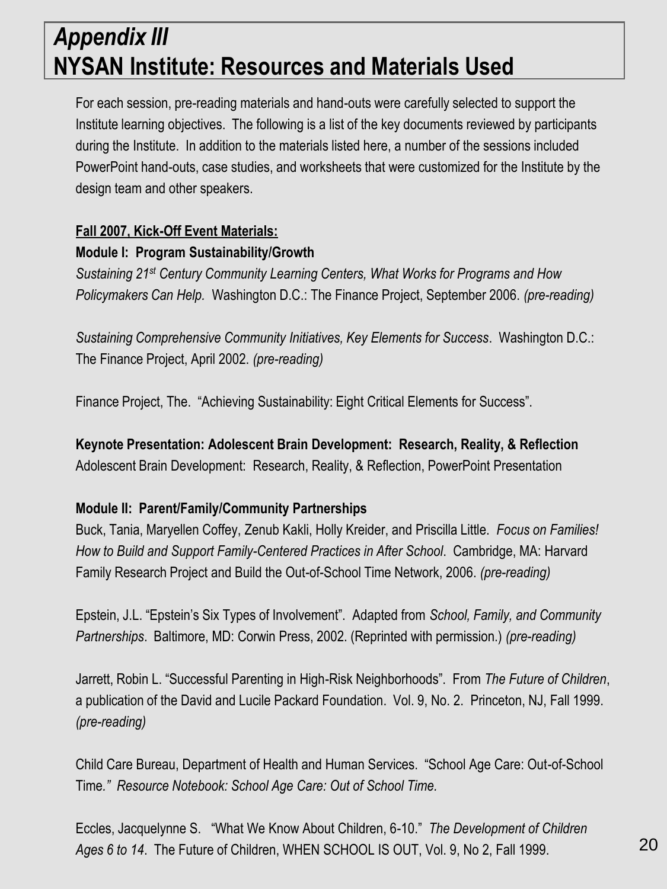# *Appendix III*
# NYSAN Institute: Resources and Materials Used

For each session, pre-reading materials and hand-outs were carefully selected to support the Institute learning objectives. The following is a list of the key documents reviewed by participants during the Institute. In addition to the materials listed here, a number of the sessions included PowerPoint hand-outs, case studies, and worksheets that were customized for the Institute by the design team and other speakers.

**<u>Fall 2007, Kick-Off Event Materials:</u>**

**Module I: Program Sustainability/Growth**

*Sustaining 21st Century Community Learning Centers, What Works for Programs and How Policymakers Can Help.* Washington D.C.: The Finance Project, September 2006. *(pre-reading)*

*Sustaining Comprehensive Community Initiatives, Key Elements for Success*. Washington D.C.: The Finance Project, April 2002. *(pre-reading)*

Finance Project, The. "Achieving Sustainability: Eight Critical Elements for Success".

**Keynote Presentation: Adolescent Brain Development: Research, Reality, & Reflection**

Adolescent Brain Development: Research, Reality, & Reflection, PowerPoint Presentation

**Module II: Parent/Family/Community Partnerships**

Buck, Tania, Maryellen Coffey, Zenub Kakli, Holly Kreider, and Priscilla Little. *Focus on Families! How to Build and Support Family-Centered Practices in After School*. Cambridge, MA: Harvard Family Research Project and Build the Out-of-School Time Network, 2006. *(pre-reading)*

Epstein, J.L. "Epstein's Six Types of Involvement". Adapted from *School, Family, and Community Partnerships*. Baltimore, MD: Corwin Press, 2002. (Reprinted with permission.) *(pre-reading)*

Jarrett, Robin L. "Successful Parenting in High-Risk Neighborhoods". From *The Future of Children*, a publication of the David and Lucile Packard Foundation. Vol. 9, No. 2. Princeton, NJ, Fall 1999. *(pre-reading)*

Child Care Bureau, Department of Health and Human Services. "School Age Care: Out-of-School Time*." Resource Notebook: School Age Care: Out of School Time.*

Eccles, Jacquelynne S. "What We Know About Children, 6-10." *The Development of Children Ages 6 to 14*. The Future of Children, WHEN SCHOOL IS OUT, Vol. 9, No 2, Fall 1999.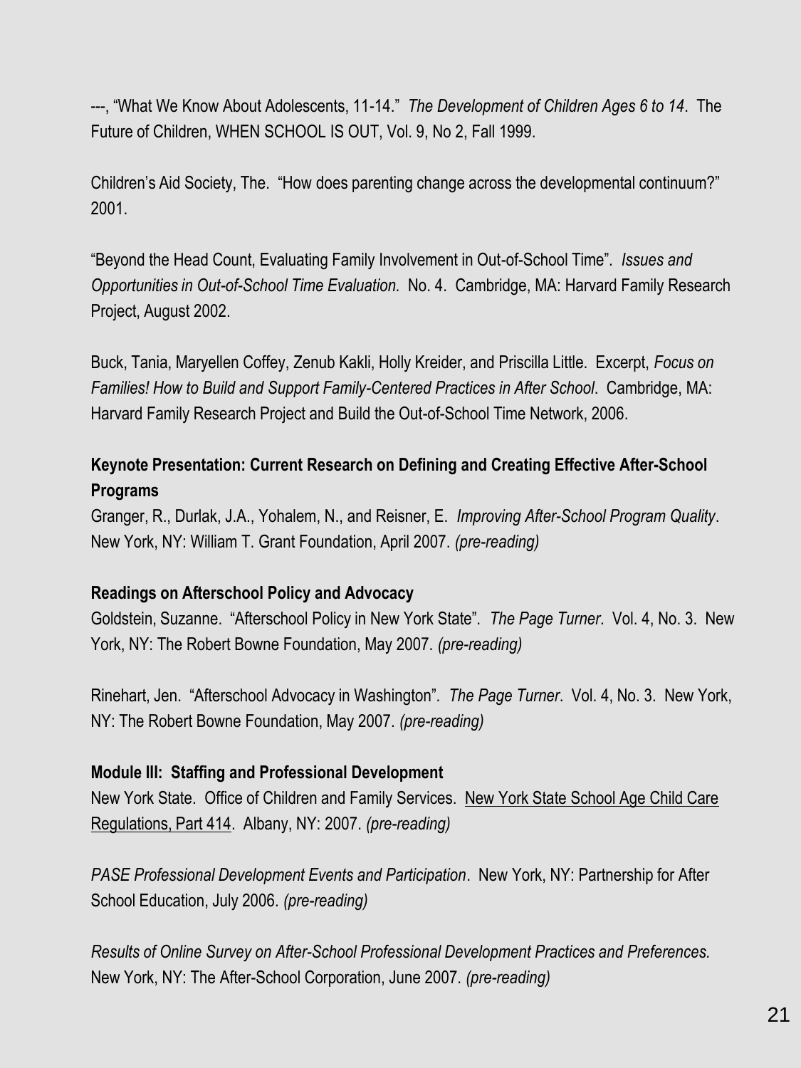---, "What We Know About Adolescents, 11-14." *The Development of Children Ages 6 to 14*. The Future of Children, WHEN SCHOOL IS OUT, Vol. 9, No 2, Fall 1999.

Children's Aid Society, The. "How does parenting change across the developmental continuum?" 2001.

"Beyond the Head Count, Evaluating Family Involvement in Out-of-School Time". *Issues and Opportunities in Out-of-School Time Evaluation.* No. 4. Cambridge, MA: Harvard Family Research Project, August 2002.

Buck, Tania, Maryellen Coffey, Zenub Kakli, Holly Kreider, and Priscilla Little. Excerpt, *Focus on Families! How to Build and Support Family-Centered Practices in After School*. Cambridge, MA: Harvard Family Research Project and Build the Out-of-School Time Network, 2006.

**Keynote Presentation: Current Research on Defining and Creating Effective After-School Programs**

Granger, R., Durlak, J.A., Yohalem, N., and Reisner, E. *Improving After-School Program Quality*. New York, NY: William T. Grant Foundation, April 2007. *(pre-reading)*

**Readings on Afterschool Policy and Advocacy**

Goldstein, Suzanne. "Afterschool Policy in New York State". *The Page Turner*. Vol. 4, No. 3. New York, NY: The Robert Bowne Foundation, May 2007. *(pre-reading)*

Rinehart, Jen. "Afterschool Advocacy in Washington". *The Page Turner*. Vol. 4, No. 3. New York, NY: The Robert Bowne Foundation, May 2007. *(pre-reading)*

**Module III: Staffing and Professional Development**

New York State. Office of Children and Family Services. New York State School Age Child Care Regulations, Part 414. Albany, NY: 2007. *(pre-reading)*

*PASE Professional Development Events and Participation*. New York, NY: Partnership for After School Education, July 2006. *(pre-reading)*

*Results of Online Survey on After-School Professional Development Practices and Preferences.* New York, NY: The After-School Corporation, June 2007. *(pre-reading)*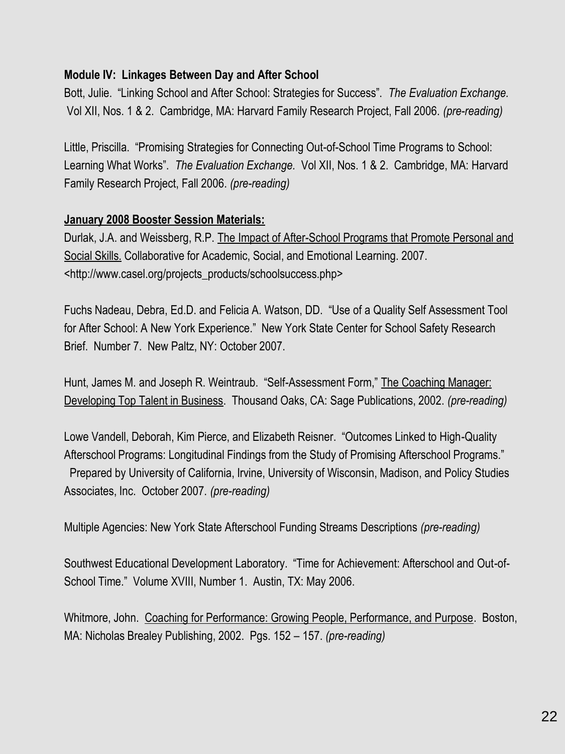**Module IV: Linkages Between Day and After School**

Bott, Julie. "Linking School and After School: Strategies for Success". *The Evaluation Exchange.* Vol XII, Nos. 1 & 2. Cambridge, MA: Harvard Family Research Project, Fall 2006. *(pre-reading)*

Little, Priscilla. "Promising Strategies for Connecting Out-of-School Time Programs to School: Learning What Works". *The Evaluation Exchange.* Vol XII, Nos. 1 & 2. Cambridge, MA: Harvard Family Research Project, Fall 2006. *(pre-reading)*

**January 2008 Booster Session Materials:**

Durlak, J.A. and Weissberg, R.P. The Impact of After-School Programs that Promote Personal and Social Skills. Collaborative for Academic, Social, and Emotional Learning. 2007. <http://www.casel.org/projects_products/schoolsuccess.php>

Fuchs Nadeau, Debra, Ed.D. and Felicia A. Watson, DD. "Use of a Quality Self Assessment Tool for After School: A New York Experience." New York State Center for School Safety Research Brief. Number 7. New Paltz, NY: October 2007.

Hunt, James M. and Joseph R. Weintraub. "Self-Assessment Form," The Coaching Manager: Developing Top Talent in Business. Thousand Oaks, CA: Sage Publications, 2002. *(pre-reading)*

Lowe Vandell, Deborah, Kim Pierce, and Elizabeth Reisner. "Outcomes Linked to High-Quality Afterschool Programs: Longitudinal Findings from the Study of Promising Afterschool Programs." Prepared by University of California, Irvine, University of Wisconsin, Madison, and Policy Studies Associates, Inc. October 2007. *(pre-reading)*

Multiple Agencies: New York State Afterschool Funding Streams Descriptions *(pre-reading)*

Southwest Educational Development Laboratory. "Time for Achievement: Afterschool and Out-of-School Time." Volume XVIII, Number 1. Austin, TX: May 2006.

Whitmore, John. Coaching for Performance: Growing People, Performance, and Purpose. Boston, MA: Nicholas Brealey Publishing, 2002. Pgs. 152 – 157. *(pre-reading)*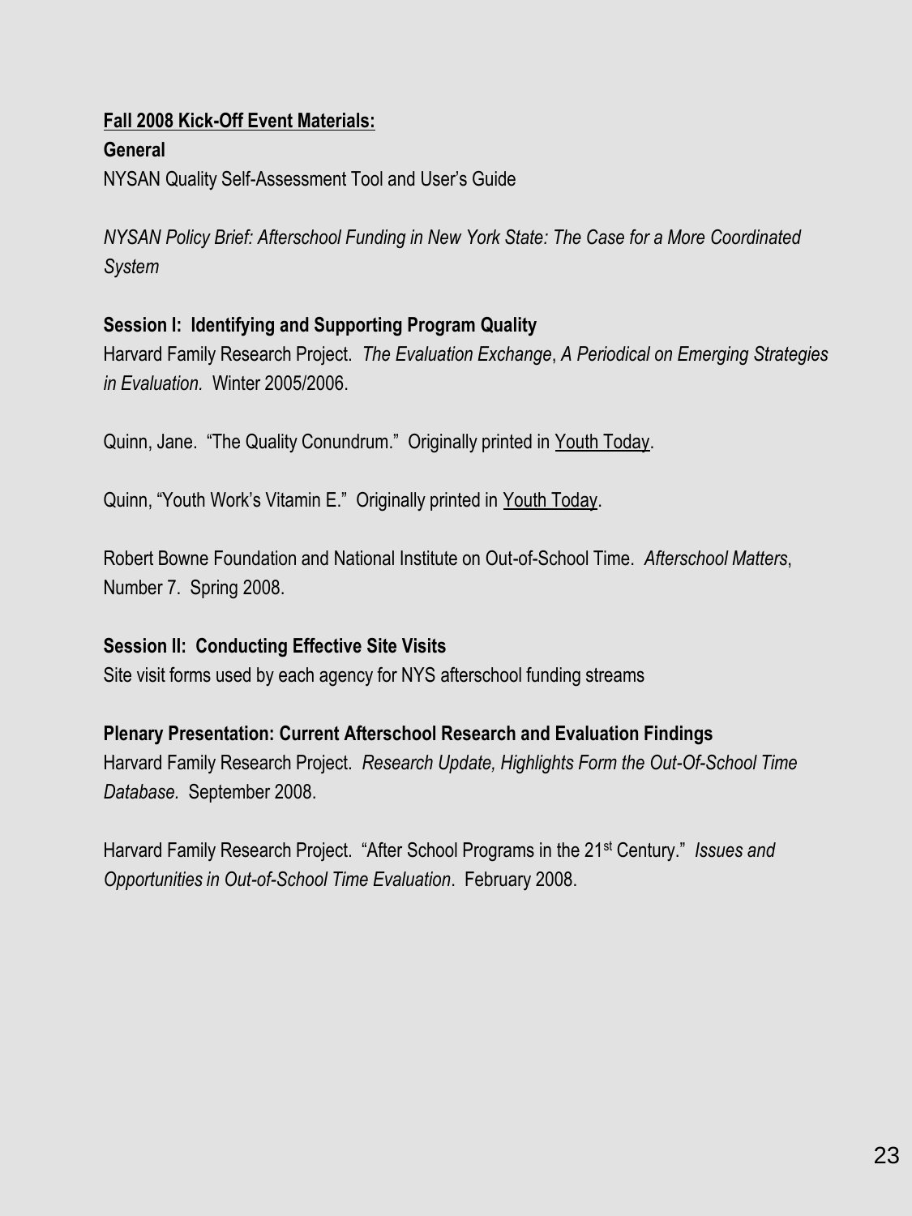**Fall 2008 Kick-Off Event Materials:**

**General**

NYSAN Quality Self-Assessment Tool and User's Guide

*NYSAN Policy Brief: Afterschool Funding in New York State: The Case for a More Coordinated System*

**Session I: Identifying and Supporting Program Quality**

Harvard Family Research Project. *The Evaluation Exchange*, *A Periodical on Emerging Strategies in Evaluation.* Winter 2005/2006.

Quinn, Jane. "The Quality Conundrum." Originally printed in Youth Today.

Quinn, "Youth Work's Vitamin E." Originally printed in Youth Today.

Robert Bowne Foundation and National Institute on Out-of-School Time. *Afterschool Matters*, Number 7. Spring 2008.

**Session II: Conducting Effective Site Visits**

Site visit forms used by each agency for NYS afterschool funding streams

**Plenary Presentation: Current Afterschool Research and Evaluation Findings**

Harvard Family Research Project. *Research Update, Highlights Form the Out-Of-School Time Database.* September 2008.

Harvard Family Research Project. "After School Programs in the 21st Century." *Issues and Opportunities in Out-of-School Time Evaluation*. February 2008.